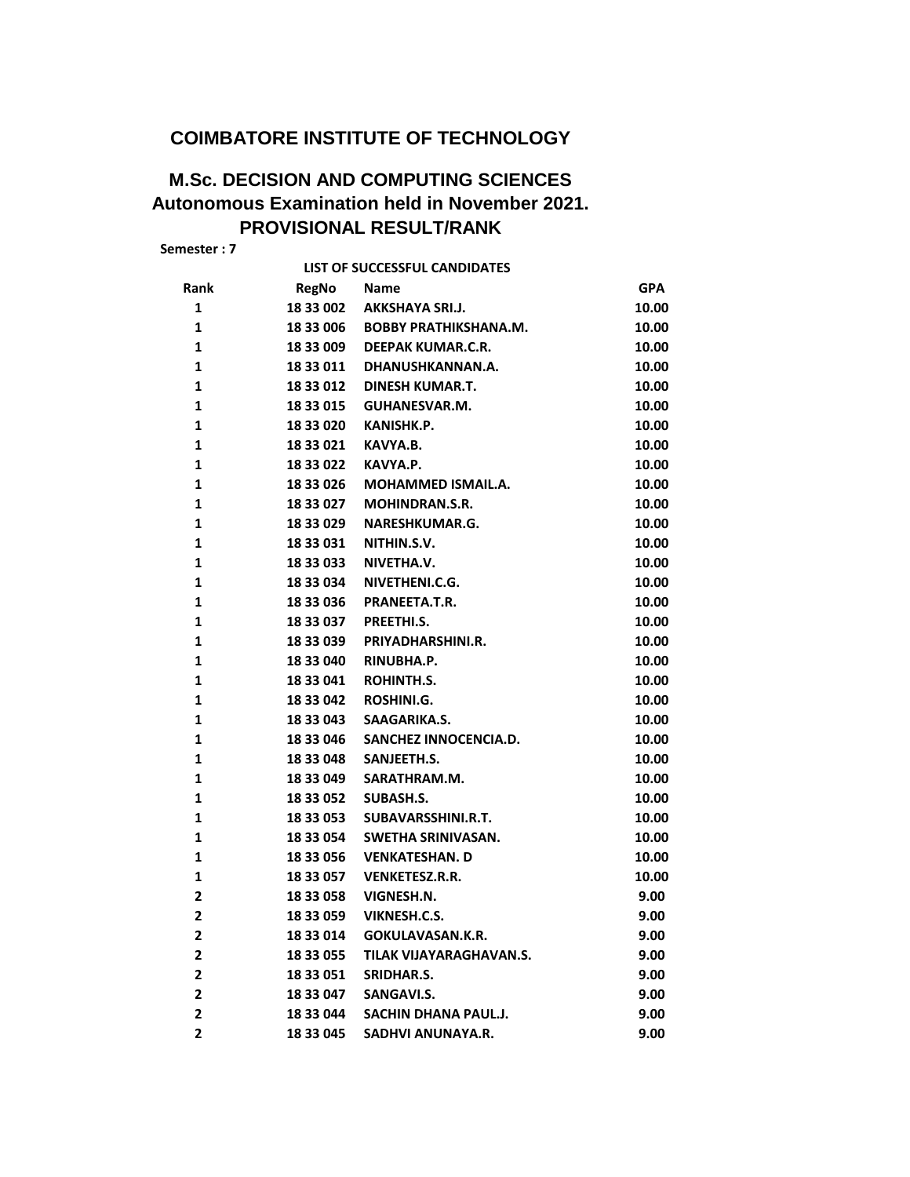# COIMBATORE INSTITUTE OF TECHNOLOGY

## M.Sc. DECISION AND COMPUTING SCIENCES
## Autonomous Examination held in November 2021.
## PROVISIONAL RESULT/RANK

**Semester : 7**

**LIST OF SUCCESSFUL CANDIDATES**

| Rank | RegNo | Name | GPA |
|---|---|---|---|
| 1 | 18 33 002 | AKKSHAYA SRI.J. | 10.00 |
| 1 | 18 33 006 | BOBBY PRATHIKSHANA.M. | 10.00 |
| 1 | 18 33 009 | DEEPAK KUMAR.C.R. | 10.00 |
| 1 | 18 33 011 | DHANUSHKANNAN.A. | 10.00 |
| 1 | 18 33 012 | DINESH KUMAR.T. | 10.00 |
| 1 | 18 33 015 | GUHANESVAR.M. | 10.00 |
| 1 | 18 33 020 | KANISHK.P. | 10.00 |
| 1 | 18 33 021 | KAVYA.B. | 10.00 |
| 1 | 18 33 022 | KAVYA.P. | 10.00 |
| 1 | 18 33 026 | MOHAMMED ISMAIL.A. | 10.00 |
| 1 | 18 33 027 | MOHINDRAN.S.R. | 10.00 |
| 1 | 18 33 029 | NARESHKUMAR.G. | 10.00 |
| 1 | 18 33 031 | NITHIN.S.V. | 10.00 |
| 1 | 18 33 033 | NIVETHA.V. | 10.00 |
| 1 | 18 33 034 | NIVETHENI.C.G. | 10.00 |
| 1 | 18 33 036 | PRANEETA.T.R. | 10.00 |
| 1 | 18 33 037 | PREETHI.S. | 10.00 |
| 1 | 18 33 039 | PRIYADHARSHINI.R. | 10.00 |
| 1 | 18 33 040 | RINUBHA.P. | 10.00 |
| 1 | 18 33 041 | ROHINTH.S. | 10.00 |
| 1 | 18 33 042 | ROSHINI.G. | 10.00 |
| 1 | 18 33 043 | SAAGARIKA.S. | 10.00 |
| 1 | 18 33 046 | SANCHEZ INNOCENCIA.D. | 10.00 |
| 1 | 18 33 048 | SANJEETH.S. | 10.00 |
| 1 | 18 33 049 | SARATHRAM.M. | 10.00 |
| 1 | 18 33 052 | SUBASH.S. | 10.00 |
| 1 | 18 33 053 | SUBAVARSSHINI.R.T. | 10.00 |
| 1 | 18 33 054 | SWETHA SRINIVASAN. | 10.00 |
| 1 | 18 33 056 | VENKATESHAN. D | 10.00 |
| 1 | 18 33 057 | VENKETESZ.R.R. | 10.00 |
| 2 | 18 33 058 | VIGNESH.N. | 9.00 |
| 2 | 18 33 059 | VIKNESH.C.S. | 9.00 |
| 2 | 18 33 014 | GOKULAVASAN.K.R. | 9.00 |
| 2 | 18 33 055 | TILAK VIJAYARAGHAVAN.S. | 9.00 |
| 2 | 18 33 051 | SRIDHAR.S. | 9.00 |
| 2 | 18 33 047 | SANGAVI.S. | 9.00 |
| 2 | 18 33 044 | SACHIN DHANA PAUL.J. | 9.00 |
| 2 | 18 33 045 | SADHVI ANUNAYA.R. | 9.00 |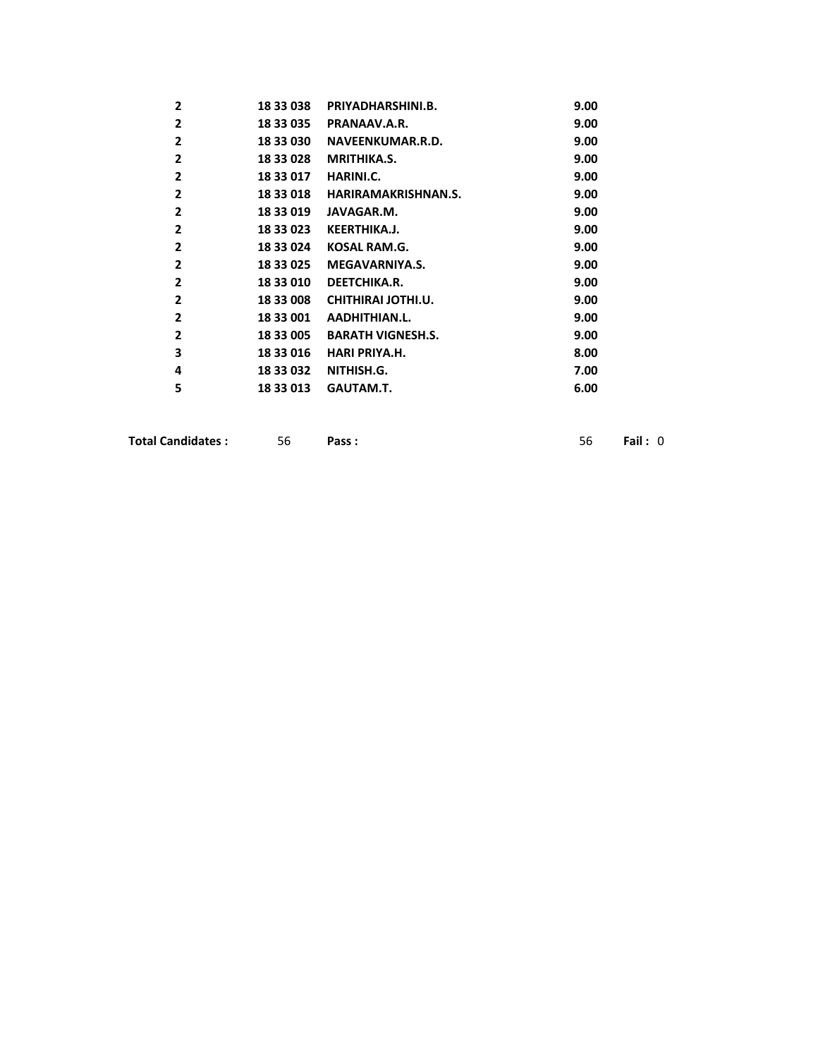| | | | |
|---|---|---|---|
| 2 | 18 33 038 | PRIYADHARSHINI.B. | 9.00 |
| 2 | 18 33 035 | PRANAAV.A.R. | 9.00 |
| 2 | 18 33 030 | NAVEENKUMAR.R.D. | 9.00 |
| 2 | 18 33 028 | MRITHIKA.S. | 9.00 |
| 2 | 18 33 017 | HARINI.C. | 9.00 |
| 2 | 18 33 018 | HARIRAMAKRISHNAN.S. | 9.00 |
| 2 | 18 33 019 | JAVAGAR.M. | 9.00 |
| 2 | 18 33 023 | KEERTHIKA.J. | 9.00 |
| 2 | 18 33 024 | KOSAL RAM.G. | 9.00 |
| 2 | 18 33 025 | MEGAVARNIYA.S. | 9.00 |
| 2 | 18 33 010 | DEETCHIKA.R. | 9.00 |
| 2 | 18 33 008 | CHITHIRAI JOTHI.U. | 9.00 |
| 2 | 18 33 001 | AADHITHIAN.L. | 9.00 |
| 2 | 18 33 005 | BARATH VIGNESH.S. | 9.00 |
| 3 | 18 33 016 | HARI PRIYA.H. | 8.00 |
| 4 | 18 33 032 | NITHISH.G. | 7.00 |
| 5 | 18 33 013 | GAUTAM.T. | 6.00 |

**Total Candidates :** 56 **Pass :** 56 **Fail :** 0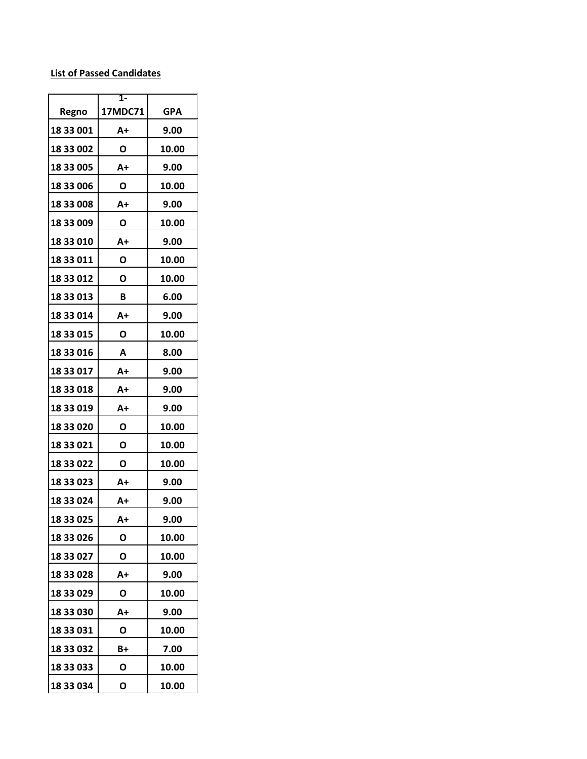**List of Passed Candidates**

| Regno | 1-17MDC71 | GPA |
|---|---|---|
| 18 33 001 | A+ | 9.00 |
| 18 33 002 | O | 10.00 |
| 18 33 005 | A+ | 9.00 |
| 18 33 006 | O | 10.00 |
| 18 33 008 | A+ | 9.00 |
| 18 33 009 | O | 10.00 |
| 18 33 010 | A+ | 9.00 |
| 18 33 011 | O | 10.00 |
| 18 33 012 | O | 10.00 |
| 18 33 013 | B | 6.00 |
| 18 33 014 | A+ | 9.00 |
| 18 33 015 | O | 10.00 |
| 18 33 016 | A | 8.00 |
| 18 33 017 | A+ | 9.00 |
| 18 33 018 | A+ | 9.00 |
| 18 33 019 | A+ | 9.00 |
| 18 33 020 | O | 10.00 |
| 18 33 021 | O | 10.00 |
| 18 33 022 | O | 10.00 |
| 18 33 023 | A+ | 9.00 |
| 18 33 024 | A+ | 9.00 |
| 18 33 025 | A+ | 9.00 |
| 18 33 026 | O | 10.00 |
| 18 33 027 | O | 10.00 |
| 18 33 028 | A+ | 9.00 |
| 18 33 029 | O | 10.00 |
| 18 33 030 | A+ | 9.00 |
| 18 33 031 | O | 10.00 |
| 18 33 032 | B+ | 7.00 |
| 18 33 033 | O | 10.00 |
| 18 33 034 | O | 10.00 |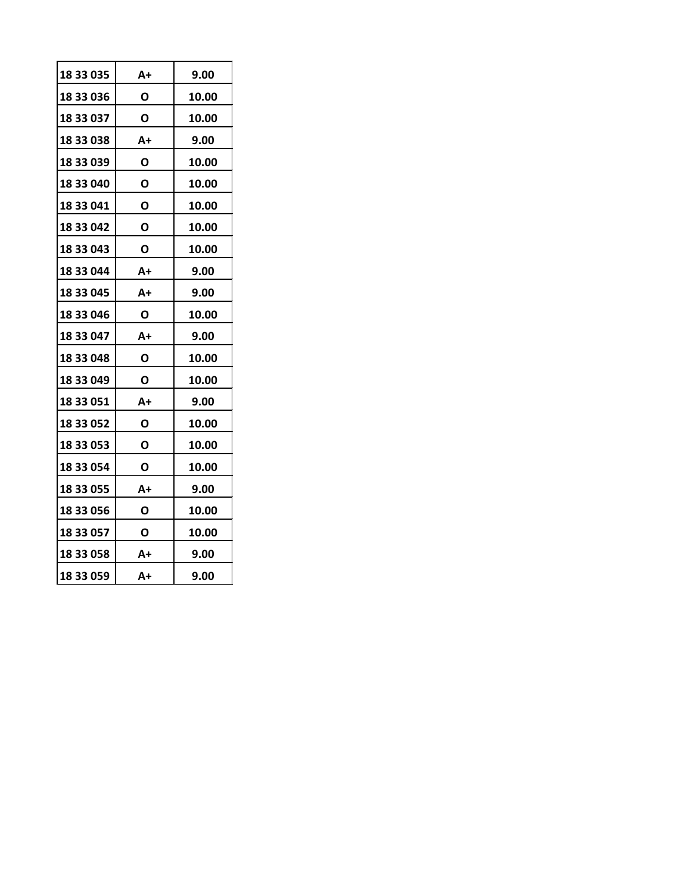| | | |
|---|---|---|
| 18 33 035 | A+ | 9.00 |
| 18 33 036 | O | 10.00 |
| 18 33 037 | O | 10.00 |
| 18 33 038 | A+ | 9.00 |
| 18 33 039 | O | 10.00 |
| 18 33 040 | O | 10.00 |
| 18 33 041 | O | 10.00 |
| 18 33 042 | O | 10.00 |
| 18 33 043 | O | 10.00 |
| 18 33 044 | A+ | 9.00 |
| 18 33 045 | A+ | 9.00 |
| 18 33 046 | O | 10.00 |
| 18 33 047 | A+ | 9.00 |
| 18 33 048 | O | 10.00 |
| 18 33 049 | O | 10.00 |
| 18 33 051 | A+ | 9.00 |
| 18 33 052 | O | 10.00 |
| 18 33 053 | O | 10.00 |
| 18 33 054 | O | 10.00 |
| 18 33 055 | A+ | 9.00 |
| 18 33 056 | O | 10.00 |
| 18 33 057 | O | 10.00 |
| 18 33 058 | A+ | 9.00 |
| 18 33 059 | A+ | 9.00 |